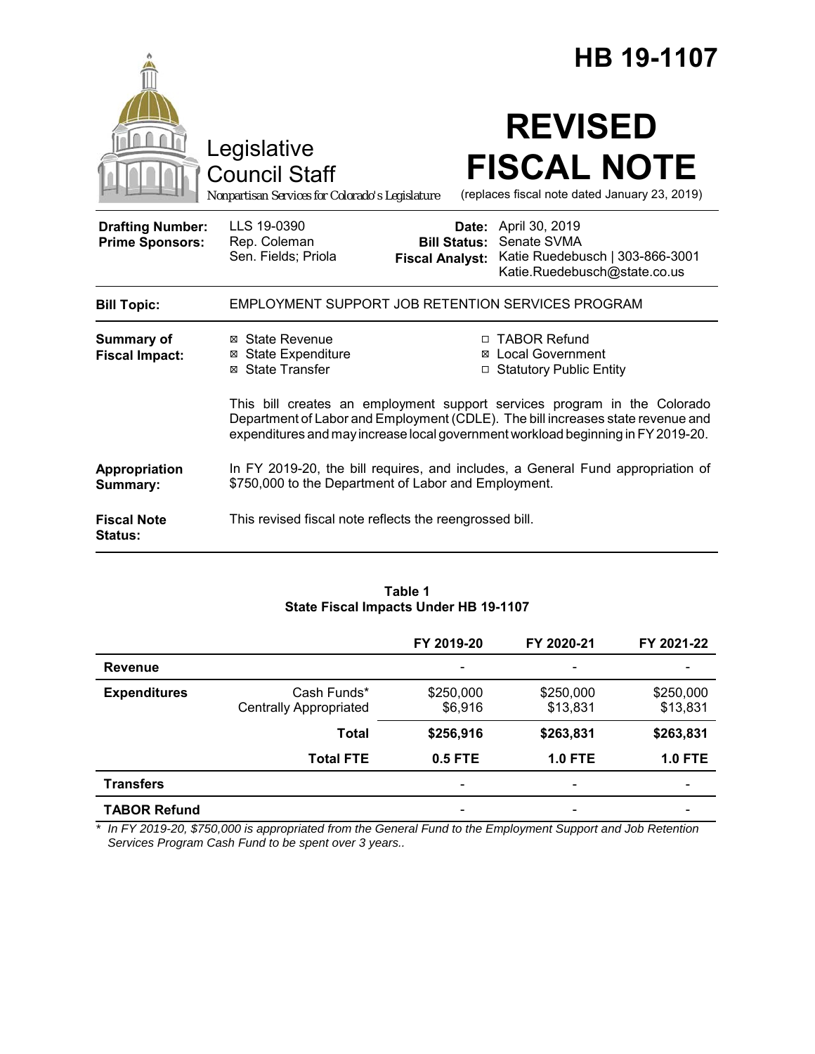# HB 19-1107

Legislative Council Staff

*Nonpartisan Services for Colorado's Legislature*

# REVISED FISCAL NOTE

(replaces fiscal note dated January 23, 2019)

| | | | |
|---|---|---|---|
| **Drafting Number:** | LLS 19-0390 | **Date:** | April 30, 2019 |
| **Prime Sponsors:** | Rep. Coleman<br>Sen. Fields; Priola | **Bill Status:** | Senate SVMA |
| | | **Fiscal Analyst:** | Katie Ruedebusch \| 303-866-3001<br>Katie.Ruedebusch@state.co.us |

| | |
|---|---|
| **Bill Topic:** | EMPLOYMENT SUPPORT JOB RETENTION SERVICES PROGRAM |

**Summary of Fiscal Impact:**

- ☒ State Revenue
- ☒ State Expenditure
- ☒ State Transfer
- ☐ TABOR Refund
- ☒ Local Government
- ☐ Statutory Public Entity

This bill creates an employment support services program in the Colorado Department of Labor and Employment (CDLE). The bill increases state revenue and expenditures and may increase local government workload beginning in FY 2019-20.

**Appropriation Summary:** In FY 2019-20, the bill requires, and includes, a General Fund appropriation of $750,000 to the Department of Labor and Employment.

**Fiscal Note Status:** This revised fiscal note reflects the reengrossed bill.

**Table 1**
**State Fiscal Impacts Under HB 19-1107**

| | | FY 2019-20 | FY 2020-21 | FY 2021-22 |
|---|---|---|---|---|
| **Revenue** | | - | - | - |
| **Expenditures** | Cash Funds* | $250,000 | $250,000 | $250,000 |
| | Centrally Appropriated | $6,916 | $13,831 | $13,831 |
| | **Total** | **$256,916** | **$263,831** | **$263,831** |
| | **Total FTE** | **0.5 FTE** | **1.0 FTE** | **1.0 FTE** |
| **Transfers** | | - | - | - |
| **TABOR Refund** | | - | - | - |

\* *In FY 2019-20, $750,000 is appropriated from the General Fund to the Employment Support and Job Retention Services Program Cash Fund to be spent over 3 years..*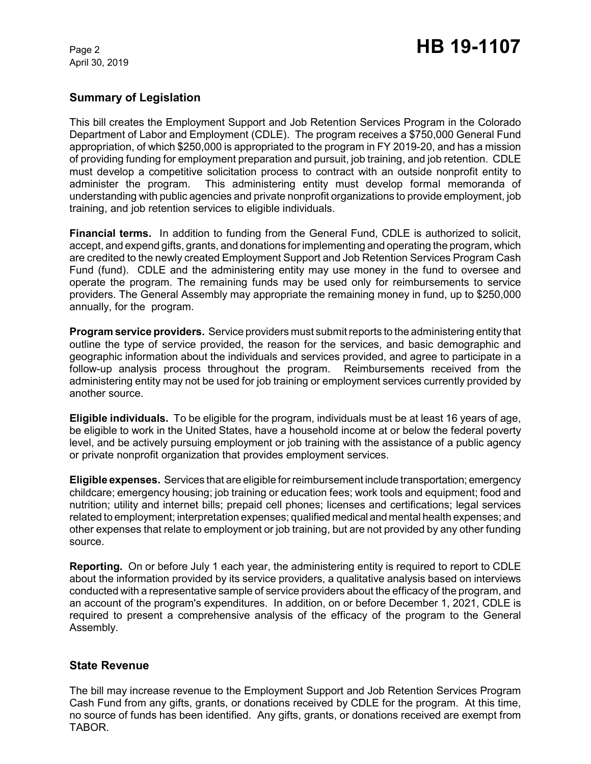## Summary of Legislation

This bill creates the Employment Support and Job Retention Services Program in the Colorado Department of Labor and Employment (CDLE). The program receives a $750,000 General Fund appropriation, of which $250,000 is appropriated to the program in FY 2019-20, and has a mission of providing funding for employment preparation and pursuit, job training, and job retention. CDLE must develop a competitive solicitation process to contract with an outside nonprofit entity to administer the program. This administering entity must develop formal memoranda of understanding with public agencies and private nonprofit organizations to provide employment, job training, and job retention services to eligible individuals.

**Financial terms.** In addition to funding from the General Fund, CDLE is authorized to solicit, accept, and expend gifts, grants, and donations for implementing and operating the program, which are credited to the newly created Employment Support and Job Retention Services Program Cash Fund (fund). CDLE and the administering entity may use money in the fund to oversee and operate the program. The remaining funds may be used only for reimbursements to service providers. The General Assembly may appropriate the remaining money in fund, up to $250,000 annually, for the program.

**Program service providers.** Service providers must submit reports to the administering entity that outline the type of service provided, the reason for the services, and basic demographic and geographic information about the individuals and services provided, and agree to participate in a follow-up analysis process throughout the program. Reimbursements received from the administering entity may not be used for job training or employment services currently provided by another source.

**Eligible individuals.** To be eligible for the program, individuals must be at least 16 years of age, be eligible to work in the United States, have a household income at or below the federal poverty level, and be actively pursuing employment or job training with the assistance of a public agency or private nonprofit organization that provides employment services.

**Eligible expenses.** Services that are eligible for reimbursement include transportation; emergency childcare; emergency housing; job training or education fees; work tools and equipment; food and nutrition; utility and internet bills; prepaid cell phones; licenses and certifications; legal services related to employment; interpretation expenses; qualified medical and mental health expenses; and other expenses that relate to employment or job training, but are not provided by any other funding source.

**Reporting.** On or before July 1 each year, the administering entity is required to report to CDLE about the information provided by its service providers, a qualitative analysis based on interviews conducted with a representative sample of service providers about the efficacy of the program, and an account of the program's expenditures. In addition, on or before December 1, 2021, CDLE is required to present a comprehensive analysis of the efficacy of the program to the General Assembly.

## State Revenue

The bill may increase revenue to the Employment Support and Job Retention Services Program Cash Fund from any gifts, grants, or donations received by CDLE for the program. At this time, no source of funds has been identified. Any gifts, grants, or donations received are exempt from TABOR.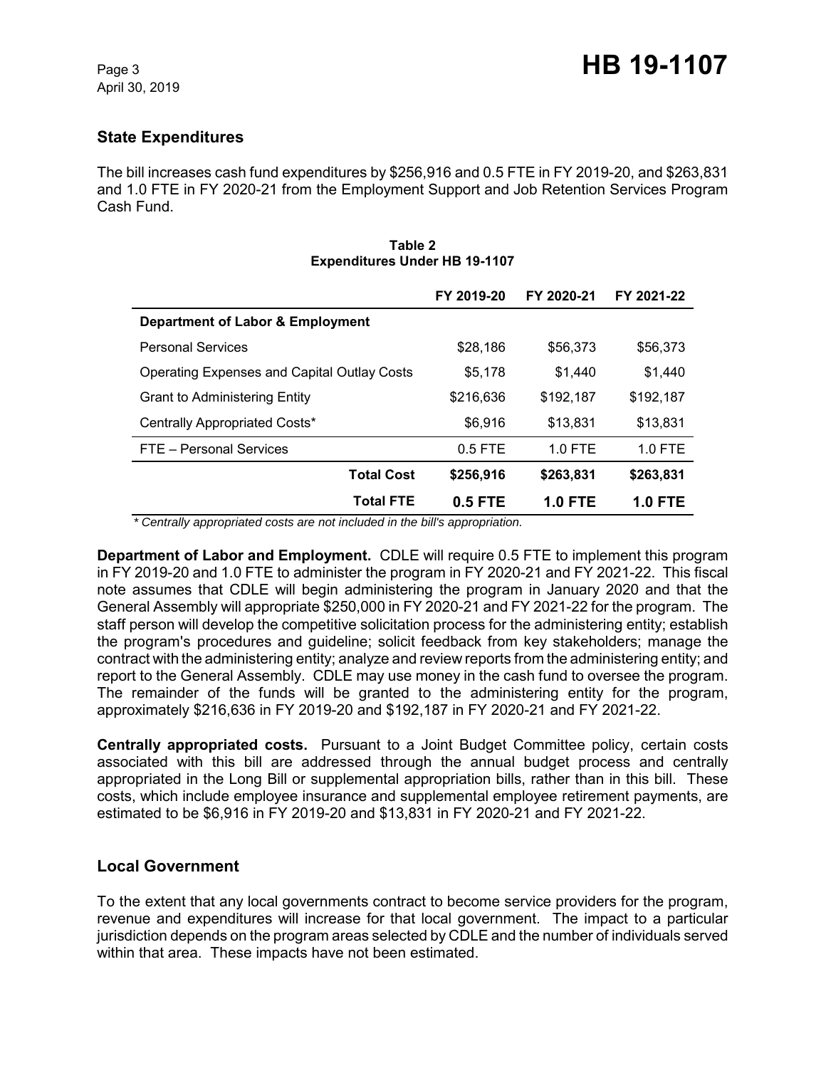## State Expenditures

The bill increases cash fund expenditures by $256,916 and 0.5 FTE in FY 2019-20, and $263,831 and 1.0 FTE in FY 2020-21 from the Employment Support and Job Retention Services Program Cash Fund.

**Table 2**
**Expenditures Under HB 19-1107**

| | FY 2019-20 | FY 2020-21 | FY 2021-22 |
|---|---|---|---|
| **Department of Labor & Employment** | | | |
| Personal Services | $28,186 | $56,373 | $56,373 |
| Operating Expenses and Capital Outlay Costs | $5,178 | $1,440 | $1,440 |
| Grant to Administering Entity | $216,636 | $192,187 | $192,187 |
| Centrally Appropriated Costs* | $6,916 | $13,831 | $13,831 |
| FTE – Personal Services | 0.5 FTE | 1.0 FTE | 1.0 FTE |
| **Total Cost** | **$256,916** | **$263,831** | **$263,831** |
| **Total FTE** | **0.5 FTE** | **1.0 FTE** | **1.0 FTE** |

*\* Centrally appropriated costs are not included in the bill's appropriation.*

**Department of Labor and Employment.** CDLE will require 0.5 FTE to implement this program in FY 2019-20 and 1.0 FTE to administer the program in FY 2020-21 and FY 2021-22. This fiscal note assumes that CDLE will begin administering the program in January 2020 and that the General Assembly will appropriate $250,000 in FY 2020-21 and FY 2021-22 for the program. The staff person will develop the competitive solicitation process for the administering entity; establish the program's procedures and guideline; solicit feedback from key stakeholders; manage the contract with the administering entity; analyze and review reports from the administering entity; and report to the General Assembly. CDLE may use money in the cash fund to oversee the program. The remainder of the funds will be granted to the administering entity for the program, approximately $216,636 in FY 2019-20 and $192,187 in FY 2020-21 and FY 2021-22.

**Centrally appropriated costs.** Pursuant to a Joint Budget Committee policy, certain costs associated with this bill are addressed through the annual budget process and centrally appropriated in the Long Bill or supplemental appropriation bills, rather than in this bill. These costs, which include employee insurance and supplemental employee retirement payments, are estimated to be $6,916 in FY 2019-20 and $13,831 in FY 2020-21 and FY 2021-22.

## Local Government

To the extent that any local governments contract to become service providers for the program, revenue and expenditures will increase for that local government. The impact to a particular jurisdiction depends on the program areas selected by CDLE and the number of individuals served within that area. These impacts have not been estimated.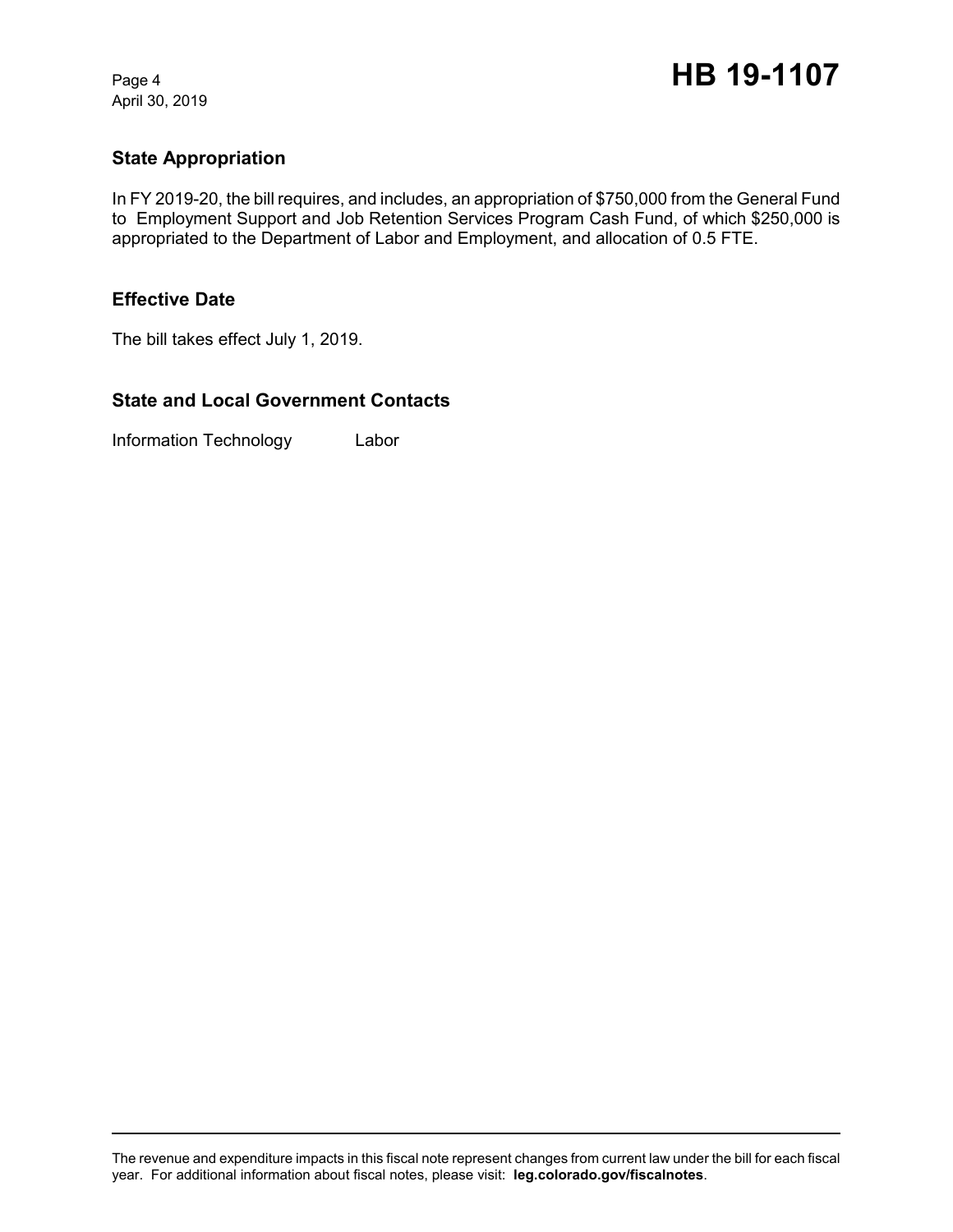## State Appropriation

In FY 2019-20, the bill requires, and includes, an appropriation of $750,000 from the General Fund to Employment Support and Job Retention Services Program Cash Fund, of which $250,000 is appropriated to the Department of Labor and Employment, and allocation of 0.5 FTE.

## Effective Date

The bill takes effect July 1, 2019.

## State and Local Government Contacts

Information Technology    Labor

The revenue and expenditure impacts in this fiscal note represent changes from current law under the bill for each fiscal year. For additional information about fiscal notes, please visit: **leg.colorado.gov/fiscalnotes**.